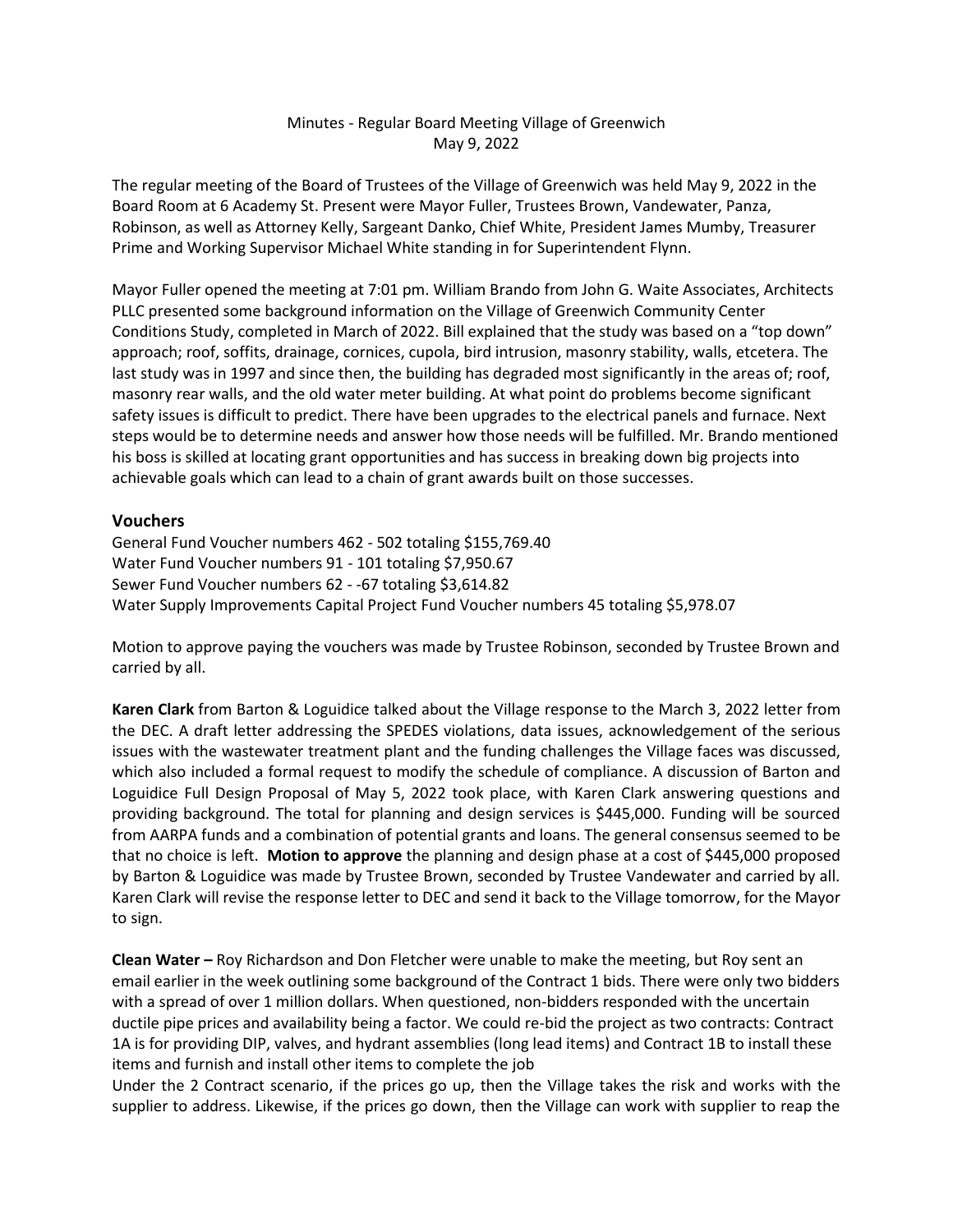Minutes - Regular Board Meeting Village of Greenwich
May 9, 2022

The regular meeting of the Board of Trustees of the Village of Greenwich was held May 9, 2022 in the Board Room at 6 Academy St. Present were Mayor Fuller, Trustees Brown, Vandewater, Panza, Robinson, as well as Attorney Kelly, Sargeant Danko, Chief White, President James Mumby, Treasurer Prime and Working Supervisor Michael White standing in for Superintendent Flynn.

Mayor Fuller opened the meeting at 7:01 pm. William Brando from John G. Waite Associates, Architects PLLC presented some background information on the Village of Greenwich Community Center Conditions Study, completed in March of 2022. Bill explained that the study was based on a "top down" approach; roof, soffits, drainage, cornices, cupola, bird intrusion, masonry stability, walls, etcetera. The last study was in 1997 and since then, the building has degraded most significantly in the areas of; roof, masonry rear walls, and the old water meter building. At what point do problems become significant safety issues is difficult to predict. There have been upgrades to the electrical panels and furnace. Next steps would be to determine needs and answer how those needs will be fulfilled. Mr. Brando mentioned his boss is skilled at locating grant opportunities and has success in breaking down big projects into achievable goals which can lead to a chain of grant awards built on those successes.

## Vouchers

General Fund Voucher numbers 462 - 502 totaling $155,769.40
Water Fund Voucher numbers 91 - 101 totaling $7,950.67
Sewer Fund Voucher numbers 62 - -67 totaling $3,614.82
Water Supply Improvements Capital Project Fund Voucher numbers 45 totaling $5,978.07

Motion to approve paying the vouchers was made by Trustee Robinson, seconded by Trustee Brown and carried by all.

**Karen Clark** from Barton & Loguidice talked about the Village response to the March 3, 2022 letter from the DEC. A draft letter addressing the SPEDES violations, data issues, acknowledgement of the serious issues with the wastewater treatment plant and the funding challenges the Village faces was discussed, which also included a formal request to modify the schedule of compliance. A discussion of Barton and Loguidice Full Design Proposal of May 5, 2022 took place, with Karen Clark answering questions and providing background. The total for planning and design services is $445,000. Funding will be sourced from AARPA funds and a combination of potential grants and loans. The general consensus seemed to be that no choice is left. **Motion to approve** the planning and design phase at a cost of $445,000 proposed by Barton & Loguidice was made by Trustee Brown, seconded by Trustee Vandewater and carried by all. Karen Clark will revise the response letter to DEC and send it back to the Village tomorrow, for the Mayor to sign.

**Clean Water –** Roy Richardson and Don Fletcher were unable to make the meeting, but Roy sent an email earlier in the week outlining some background of the Contract 1 bids. There were only two bidders with a spread of over 1 million dollars. When questioned, non-bidders responded with the uncertain ductile pipe prices and availability being a factor. We could re-bid the project as two contracts: Contract 1A is for providing DIP, valves, and hydrant assemblies (long lead items) and Contract 1B to install these items and furnish and install other items to complete the job

Under the 2 Contract scenario, if the prices go up, then the Village takes the risk and works with the supplier to address. Likewise, if the prices go down, then the Village can work with supplier to reap the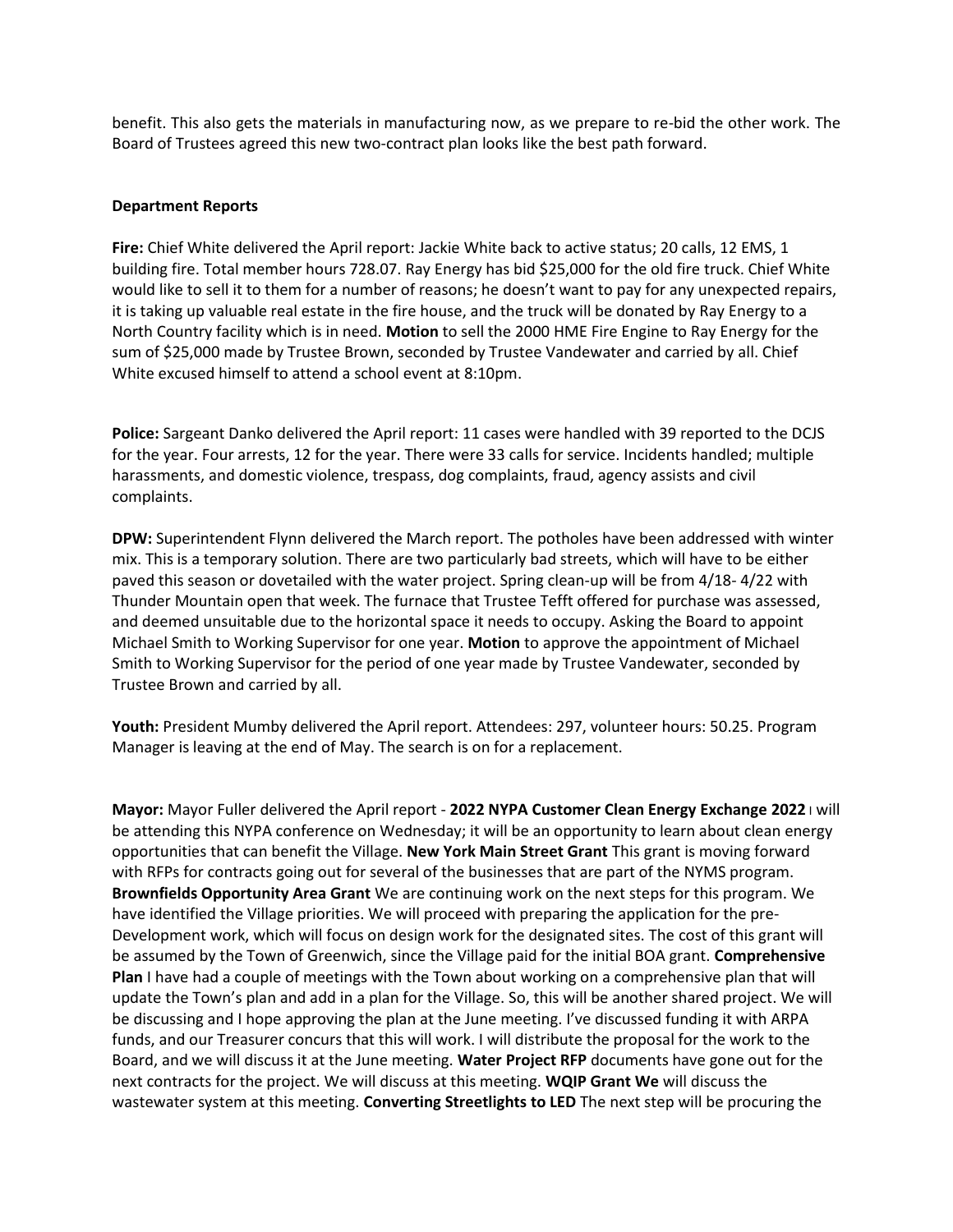benefit. This also gets the materials in manufacturing now, as we prepare to re-bid the other work. The Board of Trustees agreed this new two-contract plan looks like the best path forward.

**Department Reports**

**Fire:** Chief White delivered the April report: Jackie White back to active status; 20 calls, 12 EMS, 1 building fire. Total member hours 728.07. Ray Energy has bid $25,000 for the old fire truck. Chief White would like to sell it to them for a number of reasons; he doesn't want to pay for any unexpected repairs, it is taking up valuable real estate in the fire house, and the truck will be donated by Ray Energy to a North Country facility which is in need. **Motion** to sell the 2000 HME Fire Engine to Ray Energy for the sum of $25,000 made by Trustee Brown, seconded by Trustee Vandewater and carried by all. Chief White excused himself to attend a school event at 8:10pm.

**Police:** Sargeant Danko delivered the April report: 11 cases were handled with 39 reported to the DCJS for the year. Four arrests, 12 for the year. There were 33 calls for service. Incidents handled; multiple harassments, and domestic violence, trespass, dog complaints, fraud, agency assists and civil complaints.

**DPW:** Superintendent Flynn delivered the March report. The potholes have been addressed with winter mix. This is a temporary solution. There are two particularly bad streets, which will have to be either paved this season or dovetailed with the water project. Spring clean-up will be from 4/18- 4/22 with Thunder Mountain open that week. The furnace that Trustee Tefft offered for purchase was assessed, and deemed unsuitable due to the horizontal space it needs to occupy. Asking the Board to appoint Michael Smith to Working Supervisor for one year. **Motion** to approve the appointment of Michael Smith to Working Supervisor for the period of one year made by Trustee Vandewater, seconded by Trustee Brown and carried by all.

**Youth:** President Mumby delivered the April report. Attendees: 297, volunteer hours: 50.25. Program Manager is leaving at the end of May. The search is on for a replacement.

**Mayor:** Mayor Fuller delivered the April report - **2022 NYPA Customer Clean Energy Exchange 2022** I will be attending this NYPA conference on Wednesday; it will be an opportunity to learn about clean energy opportunities that can benefit the Village. **New York Main Street Grant** This grant is moving forward with RFPs for contracts going out for several of the businesses that are part of the NYMS program. **Brownfields Opportunity Area Grant** We are continuing work on the next steps for this program. We have identified the Village priorities. We will proceed with preparing the application for the pre-Development work, which will focus on design work for the designated sites. The cost of this grant will be assumed by the Town of Greenwich, since the Village paid for the initial BOA grant. **Comprehensive Plan** I have had a couple of meetings with the Town about working on a comprehensive plan that will update the Town's plan and add in a plan for the Village. So, this will be another shared project. We will be discussing and I hope approving the plan at the June meeting. I've discussed funding it with ARPA funds, and our Treasurer concurs that this will work. I will distribute the proposal for the work to the Board, and we will discuss it at the June meeting. **Water Project RFP** documents have gone out for the next contracts for the project. We will discuss at this meeting. **WQIP Grant We** will discuss the wastewater system at this meeting. **Converting Streetlights to LED** The next step will be procuring the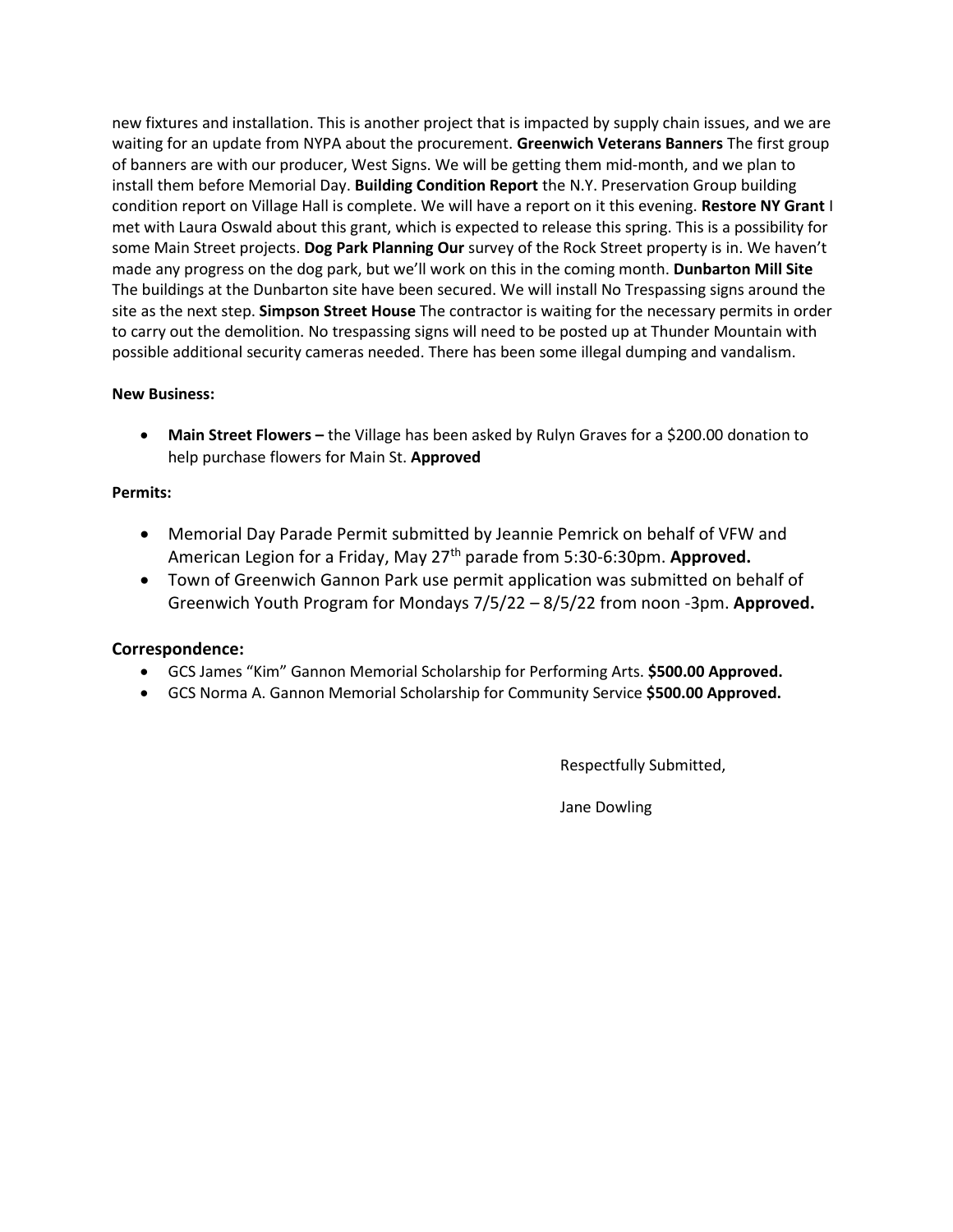new fixtures and installation. This is another project that is impacted by supply chain issues, and we are waiting for an update from NYPA about the procurement. **Greenwich Veterans Banners** The first group of banners are with our producer, West Signs. We will be getting them mid-month, and we plan to install them before Memorial Day. **Building Condition Report** the N.Y. Preservation Group building condition report on Village Hall is complete. We will have a report on it this evening. **Restore NY Grant** I met with Laura Oswald about this grant, which is expected to release this spring. This is a possibility for some Main Street projects. **Dog Park Planning Our** survey of the Rock Street property is in. We haven't made any progress on the dog park, but we'll work on this in the coming month. **Dunbarton Mill Site** The buildings at the Dunbarton site have been secured. We will install No Trespassing signs around the site as the next step. **Simpson Street House** The contractor is waiting for the necessary permits in order to carry out the demolition. No trespassing signs will need to be posted up at Thunder Mountain with possible additional security cameras needed. There has been some illegal dumping and vandalism.

**New Business:**

- **Main Street Flowers –** the Village has been asked by Rulyn Graves for a $200.00 donation to help purchase flowers for Main St. **Approved**

**Permits:**

- Memorial Day Parade Permit submitted by Jeannie Pemrick on behalf of VFW and American Legion for a Friday, May 27th parade from 5:30-6:30pm. **Approved.**
- Town of Greenwich Gannon Park use permit application was submitted on behalf of Greenwich Youth Program for Mondays 7/5/22 – 8/5/22 from noon -3pm. **Approved.**

**Correspondence:**

- GCS James "Kim" Gannon Memorial Scholarship for Performing Arts. **$500.00 Approved.**
- GCS Norma A. Gannon Memorial Scholarship for Community Service **$500.00 Approved.**

Respectfully Submitted,

Jane Dowling